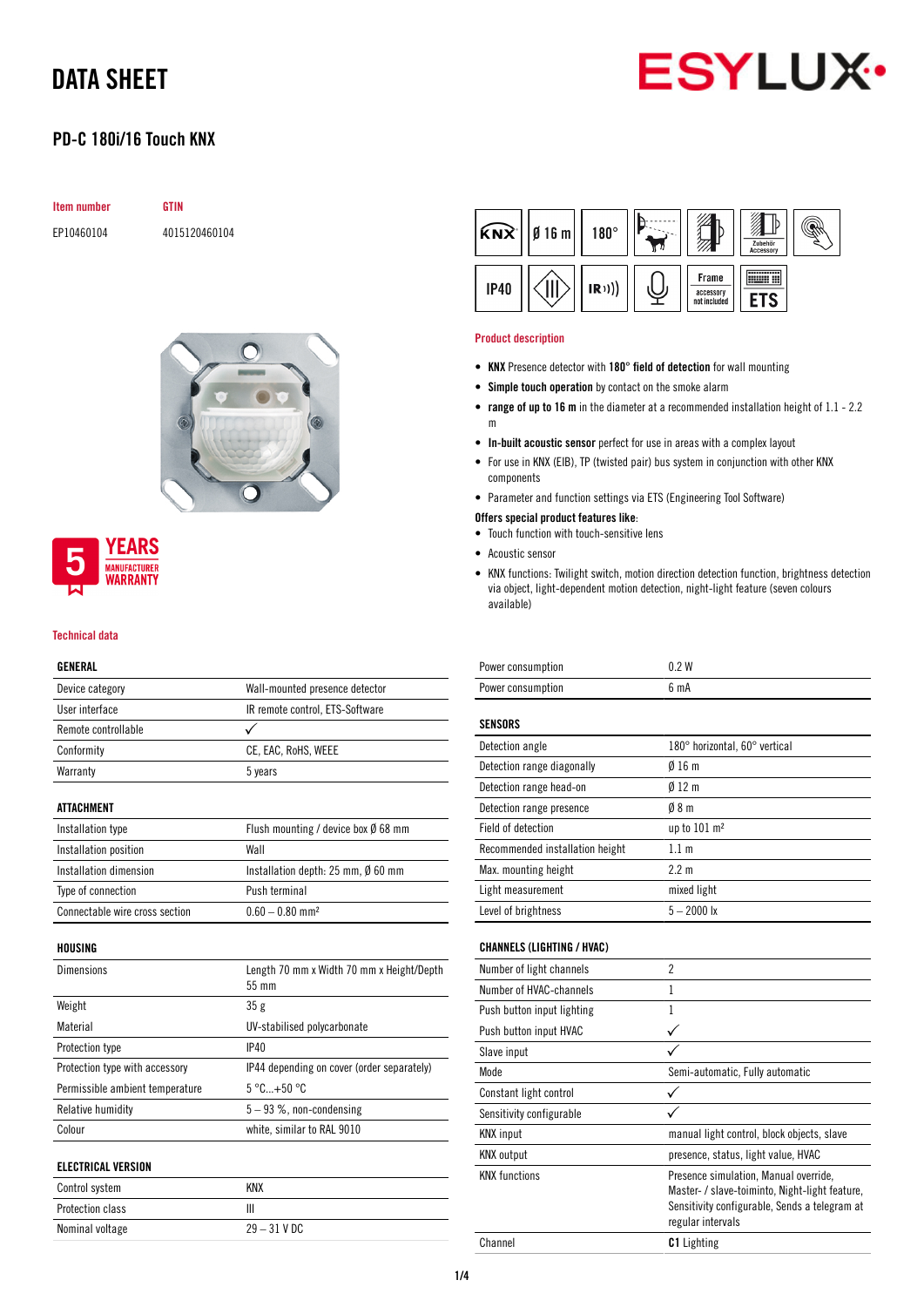# DATA SHEET

## PD-C 180i/16 Touch KNX

| Item number | GTIN |
|---|---|
| EP10460104 | 4015120460104 |

5 YEARS MANUFACTURER WARRANTY

KNX | Ø 16 m | 180° | IP40 | IR | Frame accessory not included | ETS

### Product description

- **KNX** Presence detector with **180°** **field of detection** for wall mounting
- **Simple touch operation** by contact on the smoke alarm
- **range of up to 16 m** in the diameter at a recommended installation height of 1.1 - 2.2 m
- **In-built acoustic sensor** perfect for use in areas with a complex layout
- For use in KNX (EIB), TP (twisted pair) bus system in conjunction with other KNX components
- Parameter and function settings via ETS (Engineering Tool Software)

**Offers special product features like:**

- Touch function with touch-sensitive lens
- Acoustic sensor
- KNX functions: Twilight switch, motion direction detection function, brightness detection via object, light-dependent motion detection, night-light feature (seven colours available)

### Technical data

| GENERAL | |
|---|---|
| Device category | Wall-mounted presence detector |
| User interface | IR remote control, ETS-Software |
| Remote controllable | ✓ |
| Conformity | CE, EAC, RoHS, WEEE |
| Warranty | 5 years |

| ATTACHMENT | |
|---|---|
| Installation type | Flush mounting / device box Ø 68 mm |
| Installation position | Wall |
| Installation dimension | Installation depth: 25 mm, Ø 60 mm |
| Type of connection | Push terminal |
| Connectable wire cross section | 0.60 – 0.80 mm² |

| HOUSING | |
|---|---|
| Dimensions | Length 70 mm x Width 70 mm x Height/Depth 55 mm |
| Weight | 35 g |
| Material | UV-stabilised polycarbonate |
| Protection type | IP40 |
| Protection type with accessory | IP44 depending on cover (order separately) |
| Permissible ambient temperature | 5 °C...+50 °C |
| Relative humidity | 5 – 93 %, non-condensing |
| Colour | white, similar to RAL 9010 |

| ELECTRICAL VERSION | |
|---|---|
| Control system | KNX |
| Protection class | III |
| Nominal voltage | 29 – 31 V DC |
| Power consumption | 0.2 W |
| Power consumption | 6 mA |

| SENSORS | |
|---|---|
| Detection angle | 180° horizontal, 60° vertical |
| Detection range diagonally | Ø 16 m |
| Detection range head-on | Ø 12 m |
| Detection range presence | Ø 8 m |
| Field of detection | up to 101 m² |
| Recommended installation height | 1.1 m |
| Max. mounting height | 2.2 m |
| Light measurement | mixed light |
| Level of brightness | 5 – 2000 lx |

| CHANNELS (LIGHTING / HVAC) | |
|---|---|
| Number of light channels | 2 |
| Number of HVAC-channels | 1 |
| Push button input lighting | 1 |
| Push button input HVAC | ✓ |
| Slave input | ✓ |
| Mode | Semi-automatic, Fully automatic |
| Constant light control | ✓ |
| Sensitivity configurable | ✓ |
| KNX input | manual light control, block objects, slave |
| KNX output | presence, status, light value, HVAC |
| KNX functions | Presence simulation, Manual override, Master- / slave-toiminto, Night-light feature, Sensitivity configurable, Sends a telegram at regular intervals |
| Channel | **C1** Lighting |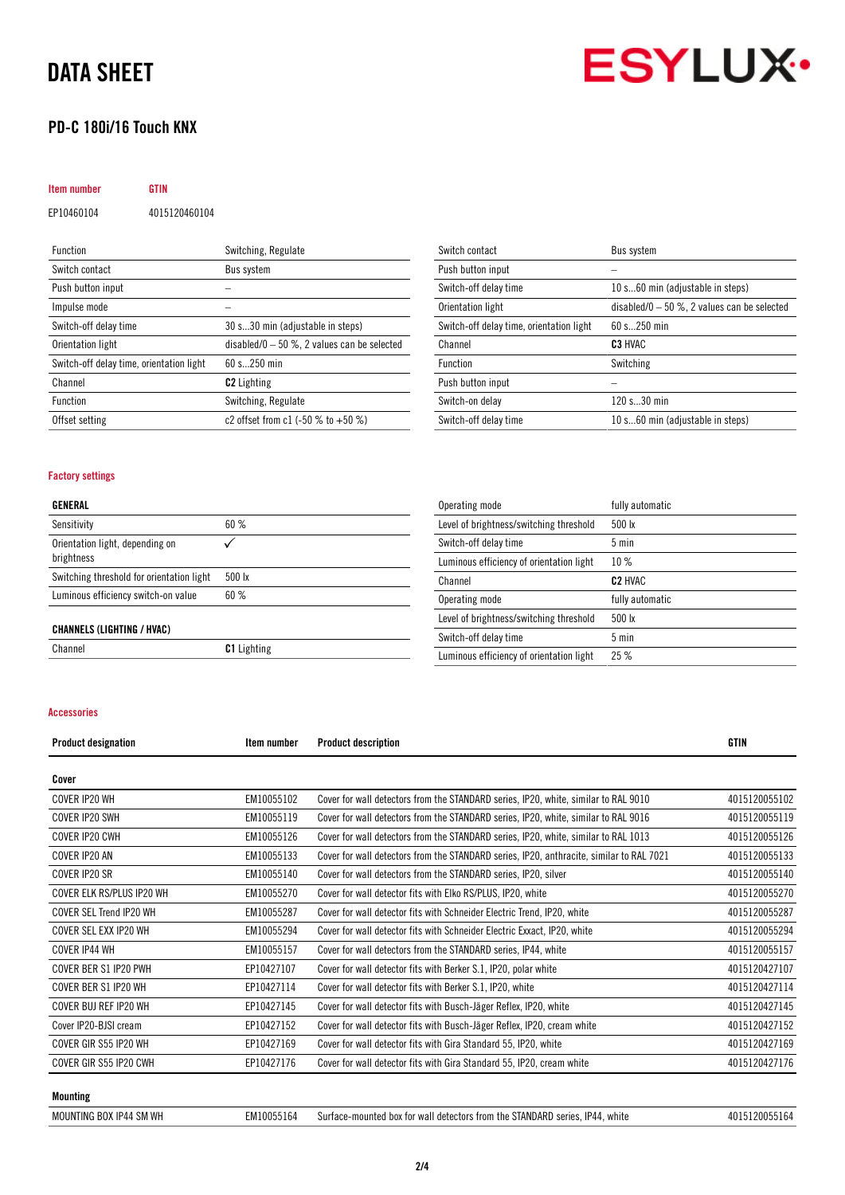# DATA SHEET

## PD-C 180i/16 Touch KNX

| Item number | GTIN |
|---|---|
| EP10460104 | 4015120460104 |

| | |
|---|---|
| Function | Switching, Regulate |
| Switch contact | Bus system |
| Push button input | – |
| Impulse mode | – |
| Switch-off delay time | 30 s...30 min (adjustable in steps) |
| Orientation light | disabled/0 – 50 %, 2 values can be selected |
| Switch-off delay time, orientation light | 60 s...250 min |
| Channel | **C2** Lighting |
| Function | Switching, Regulate |
| Offset setting | c2 offset from c1 (-50 % to +50 %) |
| Switch contact | Bus system |
| Push button input | – |
| Switch-off delay time | 10 s...60 min (adjustable in steps) |
| Orientation light | disabled/0 – 50 %, 2 values can be selected |
| Switch-off delay time, orientation light | 60 s...250 min |
| Channel | **C3** HVAC |
| Function | Switching |
| Push button input | – |
| Switch-on delay | 120 s...30 min |
| Switch-off delay time | 10 s...60 min (adjustable in steps) |

### Factory settings

| **GENERAL** | |
|---|---|
| Sensitivity | 60 % |
| Orientation light, depending on brightness | ✓ |
| Switching threshold for orientation light | 500 lx |
| Luminous efficiency switch-on value | 60 % |

| **CHANNELS (LIGHTING / HVAC)** | |
|---|---|
| Channel | **C1** Lighting |
| Operating mode | fully automatic |
| Level of brightness/switching threshold | 500 lx |
| Switch-off delay time | 5 min |
| Luminous efficiency of orientation light | 10 % |
| Channel | **C2** HVAC |
| Operating mode | fully automatic |
| Level of brightness/switching threshold | 500 lx |
| Switch-off delay time | 5 min |
| Luminous efficiency of orientation light | 25 % |

### Accessories

| Product designation | Item number | Product description | GTIN |
|---|---|---|---|
| **Cover** | | | |
| COVER IP20 WH | EM10055102 | Cover for wall detectors from the STANDARD series, IP20, white, similar to RAL 9010 | 4015120055102 |
| COVER IP20 SWH | EM10055119 | Cover for wall detectors from the STANDARD series, IP20, white, similar to RAL 9016 | 4015120055119 |
| COVER IP20 CWH | EM10055126 | Cover for wall detectors from the STANDARD series, IP20, white, similar to RAL 1013 | 4015120055126 |
| COVER IP20 AN | EM10055133 | Cover for wall detectors from the STANDARD series, IP20, anthracite, similar to RAL 7021 | 4015120055133 |
| COVER IP20 SR | EM10055140 | Cover for wall detectors from the STANDARD series, IP20, silver | 4015120055140 |
| COVER ELK RS/PLUS IP20 WH | EM10055270 | Cover for wall detector fits with Elko RS/PLUS, IP20, white | 4015120055270 |
| COVER SEL Trend IP20 WH | EM10055287 | Cover for wall detector fits with Schneider Electric Trend, IP20, white | 4015120055287 |
| COVER SEL EXX IP20 WH | EM10055294 | Cover for wall detector fits with Schneider Electric Exxact, IP20, white | 4015120055294 |
| COVER IP44 WH | EM10055157 | Cover for wall detectors from the STANDARD series, IP44, white | 4015120055157 |
| COVER BER S1 IP20 PWH | EP10427107 | Cover for wall detector fits with Berker S.1, IP20, polar white | 4015120427107 |
| COVER BER S1 IP20 WH | EP10427114 | Cover for wall detector fits with Berker S.1, IP20, white | 4015120427114 |
| COVER BUJ REF IP20 WH | EP10427145 | Cover for wall detector fits with Busch-Jäger Reflex, IP20, white | 4015120427145 |
| Cover IP20-BJSI cream | EP10427152 | Cover for wall detector fits with Busch-Jäger Reflex, IP20, cream white | 4015120427152 |
| COVER GIR S55 IP20 WH | EP10427169 | Cover for wall detector fits with Gira Standard 55, IP20, white | 4015120427169 |
| COVER GIR S55 IP20 CWH | EP10427176 | Cover for wall detector fits with Gira Standard 55, IP20, cream white | 4015120427176 |
| **Mounting** | | | |
| MOUNTING BOX IP44 SM WH | EM10055164 | Surface-mounted box for wall detectors from the STANDARD series, IP44, white | 4015120055164 |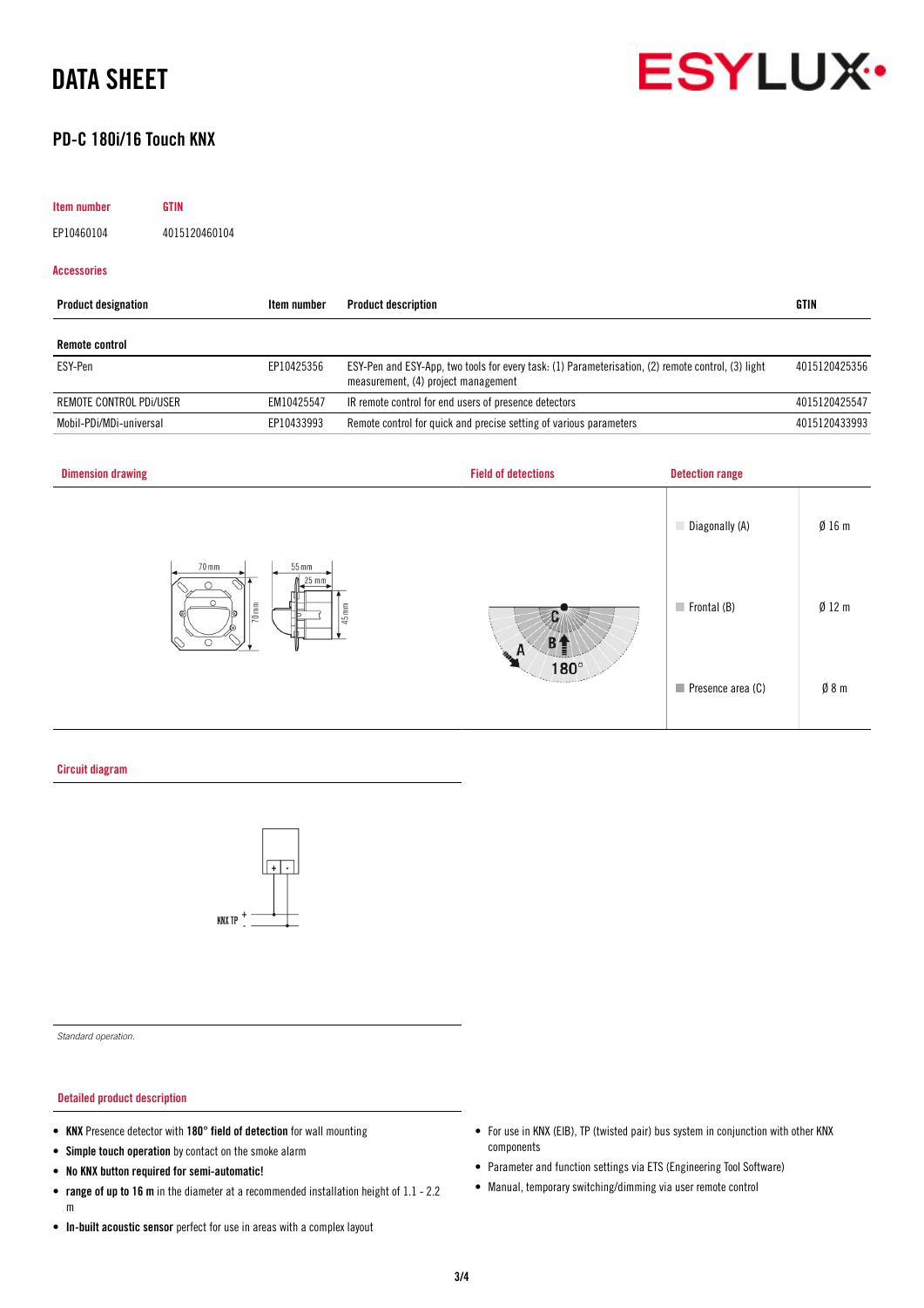# DATA SHEET

## PD-C 180i/16 Touch KNX

| Item number | GTIN |
|---|---|
| EP10460104 | 4015120460104 |

### Accessories

| Product designation | Item number | Product description | GTIN |
|---|---|---|---|
| **Remote control** | | | |
| ESY-Pen | EP10425356 | ESY-Pen and ESY-App, two tools for every task: (1) Parameterisation, (2) remote control, (3) light measurement, (4) project management | 4015120425356 |
| REMOTE CONTROL PDi/USER | EM10425547 | IR remote control for end users of presence detectors | 4015120425547 |
| Mobil-PDi/MDi-universal | EP10433993 | Remote control for quick and precise setting of various parameters | 4015120433993 |

### Dimension drawing

70 mm, 70 mm, 55 mm, 25 mm, 45 mm

### Field of detections

A, B, C, 180°

### Detection range

| | |
|---|---|
| Diagonally (A) | Ø 16 m |
| Frontal (B) | Ø 12 m |
| Presence area (C) | Ø 8 m |

### Circuit diagram

KNX TP + -

*Standard operation.*

### Detailed product description

- **KNX** Presence detector with **180° field of detection** for wall mounting
- **Simple touch operation** by contact on the smoke alarm
- **No KNX button required for semi-automatic!**
- **range of up to 16 m** in the diameter at a recommended installation height of 1.1 - 2.2 m
- **In-built acoustic sensor** perfect for use in areas with a complex layout
- For use in KNX (EIB), TP (twisted pair) bus system in conjunction with other KNX components
- Parameter and function settings via ETS (Engineering Tool Software)
- Manual, temporary switching/dimming via user remote control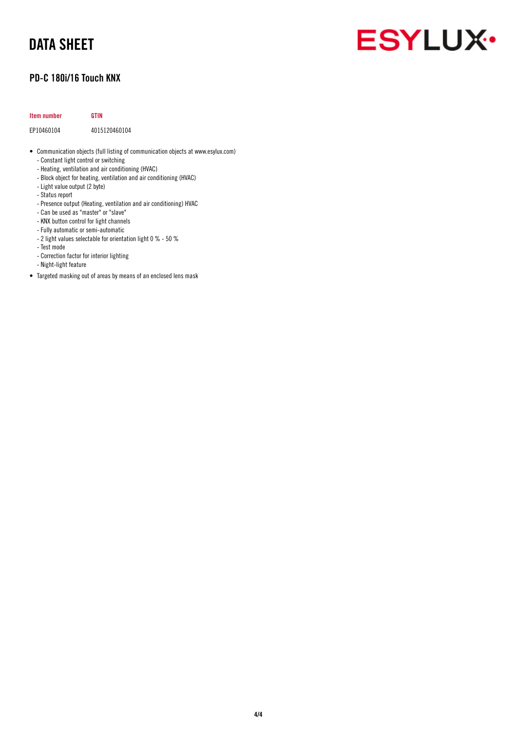# DATA SHEET

## PD-C 180i/16 Touch KNX

| Item number | GTIN |
| --- | --- |
| EP10460104 | 4015120460104 |

- Communication objects (full listing of communication objects at www.esylux.com)
  - Constant light control or switching
  - Heating, ventilation and air conditioning (HVAC)
  - Block object for heating, ventilation and air conditioning (HVAC)
  - Light value output (2 byte)
  - Status report
  - Presence output (Heating, ventilation and air conditioning) HVAC
  - Can be used as "master" or "slave"
  - KNX button control for light channels
  - Fully automatic or semi-automatic
  - 2 light values selectable for orientation light 0 % - 50 %
  - Test mode
  - Correction factor for interior lighting
  - Night-light feature
- Targeted masking out of areas by means of an enclosed lens mask